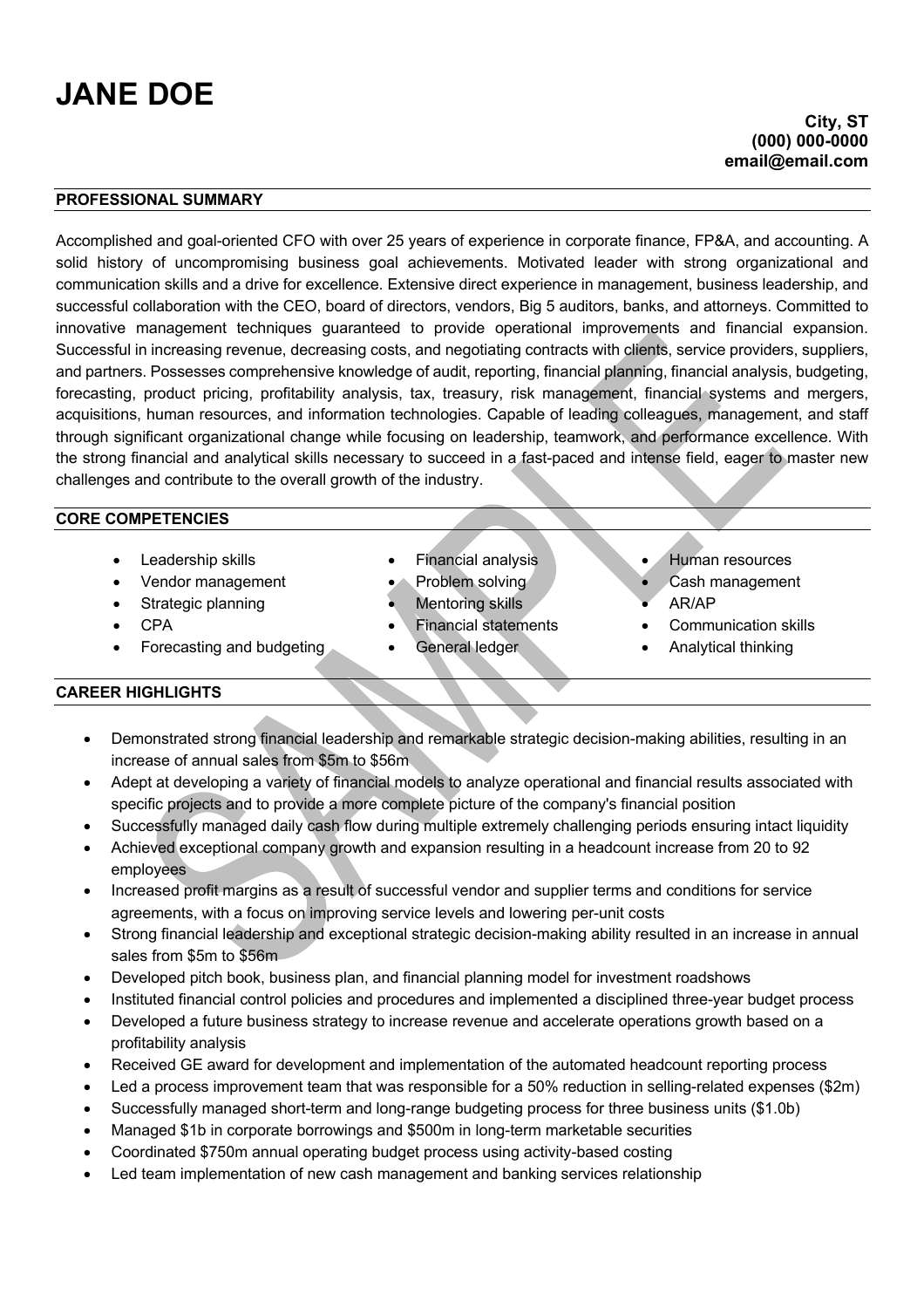# JANE DOE

**City, ST**
**(000) 000-0000**
**email@email.com**

## PROFESSIONAL SUMMARY

Accomplished and goal-oriented CFO with over 25 years of experience in corporate finance, FP&A, and accounting. A solid history of uncompromising business goal achievements. Motivated leader with strong organizational and communication skills and a drive for excellence. Extensive direct experience in management, business leadership, and successful collaboration with the CEO, board of directors, vendors, Big 5 auditors, banks, and attorneys. Committed to innovative management techniques guaranteed to provide operational improvements and financial expansion. Successful in increasing revenue, decreasing costs, and negotiating contracts with clients, service providers, suppliers, and partners. Possesses comprehensive knowledge of audit, reporting, financial planning, financial analysis, budgeting, forecasting, product pricing, profitability analysis, tax, treasury, risk management, financial systems and mergers, acquisitions, human resources, and information technologies. Capable of leading colleagues, management, and staff through significant organizational change while focusing on leadership, teamwork, and performance excellence. With the strong financial and analytical skills necessary to succeed in a fast-paced and intense field, eager to master new challenges and contribute to the overall growth of the industry.

## CORE COMPETENCIES

- Leadership skills
- Vendor management
- Strategic planning
- CPA
- Forecasting and budgeting
- Financial analysis
- Problem solving
- Mentoring skills
- Financial statements
- General ledger
- Human resources
- Cash management
- AR/AP
- Communication skills
- Analytical thinking

## CAREER HIGHLIGHTS

- Demonstrated strong financial leadership and remarkable strategic decision-making abilities, resulting in an increase of annual sales from $5m to $56m
- Adept at developing a variety of financial models to analyze operational and financial results associated with specific projects and to provide a more complete picture of the company's financial position
- Successfully managed daily cash flow during multiple extremely challenging periods ensuring intact liquidity
- Achieved exceptional company growth and expansion resulting in a headcount increase from 20 to 92 employees
- Increased profit margins as a result of successful vendor and supplier terms and conditions for service agreements, with a focus on improving service levels and lowering per-unit costs
- Strong financial leadership and exceptional strategic decision-making ability resulted in an increase in annual sales from $5m to $56m
- Developed pitch book, business plan, and financial planning model for investment roadshows
- Instituted financial control policies and procedures and implemented a disciplined three-year budget process
- Developed a future business strategy to increase revenue and accelerate operations growth based on a profitability analysis
- Received GE award for development and implementation of the automated headcount reporting process
- Led a process improvement team that was responsible for a 50% reduction in selling-related expenses ($2m)
- Successfully managed short-term and long-range budgeting process for three business units ($1.0b)
- Managed $1b in corporate borrowings and $500m in long-term marketable securities
- Coordinated $750m annual operating budget process using activity-based costing
- Led team implementation of new cash management and banking services relationship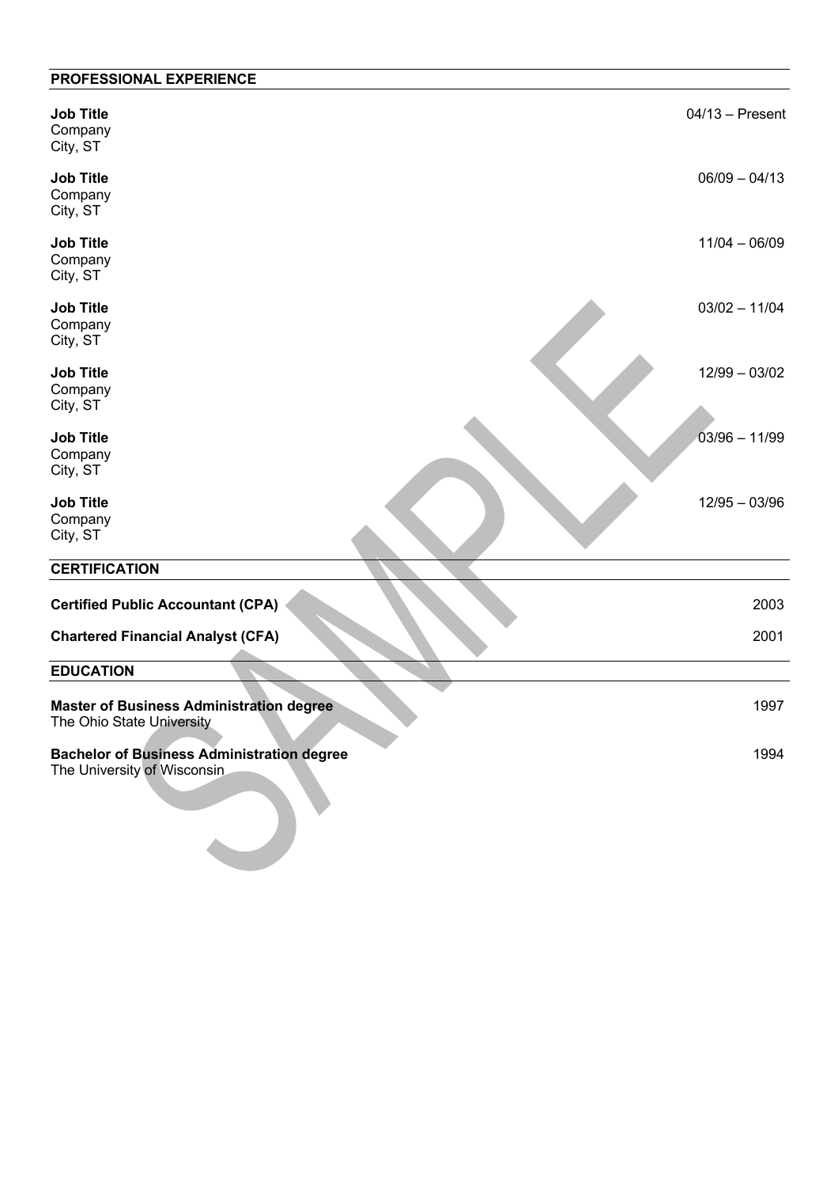## PROFESSIONAL EXPERIENCE

**Job Title** 04/13 – Present
Company
City, ST

**Job Title** 06/09 – 04/13
Company
City, ST

**Job Title** 11/04 – 06/09
Company
City, ST

**Job Title** 03/02 – 11/04
Company
City, ST

**Job Title** 12/99 – 03/02
Company
City, ST

**Job Title** 03/96 – 11/99
Company
City, ST

**Job Title** 12/95 – 03/96
Company
City, ST

## CERTIFICATION

**Certified Public Accountant (CPA)** 2003

**Chartered Financial Analyst (CFA)** 2001

## EDUCATION

**Master of Business Administration degree** 1997
The Ohio State University

**Bachelor of Business Administration degree** 1994
The University of Wisconsin